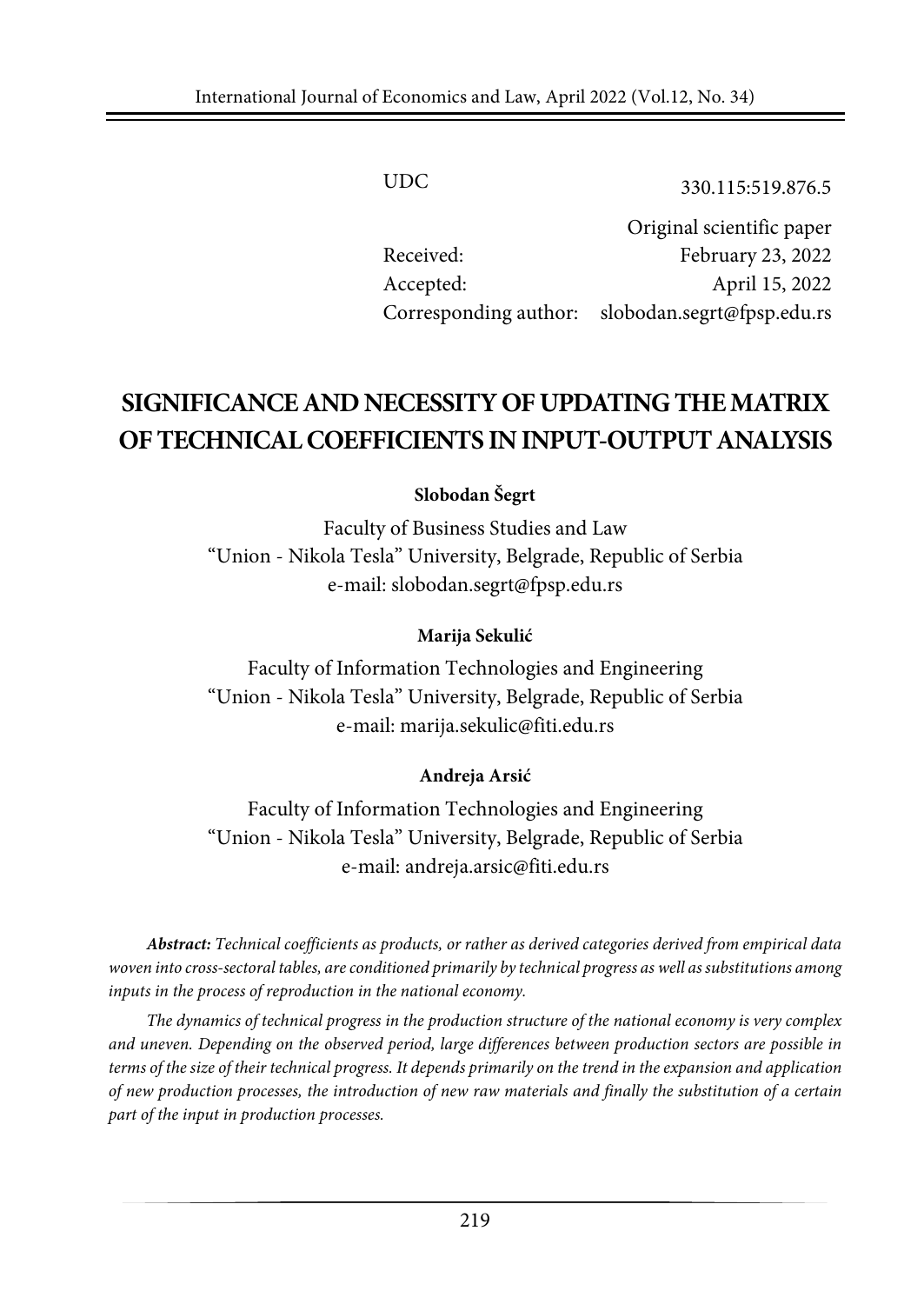UDC 330.115:519.876.5

Original scientific paper

Received: February 23, 2022

Accepted: April 15, 2022

Corresponding author: slobodan.segrt@fpsp.edu.rs

# SIGNIFICANCE AND NECESSITY OF UPDATING THE MATRIX OF TECHNICAL COEFFICIENTS IN INPUT-OUTPUT ANALYSIS

**Slobodan Šegrt**

Faculty of Business Studies and Law
"Union - Nikola Tesla" University, Belgrade, Republic of Serbia
e-mail: slobodan.segrt@fpsp.edu.rs

**Marija Sekulić**

Faculty of Information Technologies and Engineering
"Union - Nikola Tesla" University, Belgrade, Republic of Serbia
e-mail: marija.sekulic@fiti.edu.rs

**Andreja Arsić**

Faculty of Information Technologies and Engineering
"Union - Nikola Tesla" University, Belgrade, Republic of Serbia
e-mail: andreja.arsic@fiti.edu.rs

***Abstract:*** *Technical coefficients as products, or rather as derived categories derived from empirical data woven into cross-sectoral tables, are conditioned primarily by technical progress as well as substitutions among inputs in the process of reproduction in the national economy.*

*The dynamics of technical progress in the production structure of the national economy is very complex and uneven. Depending on the observed period, large differences between production sectors are possible in terms of the size of their technical progress. It depends primarily on the trend in the expansion and application of new production processes, the introduction of new raw materials and finally the substitution of a certain part of the input in production processes.*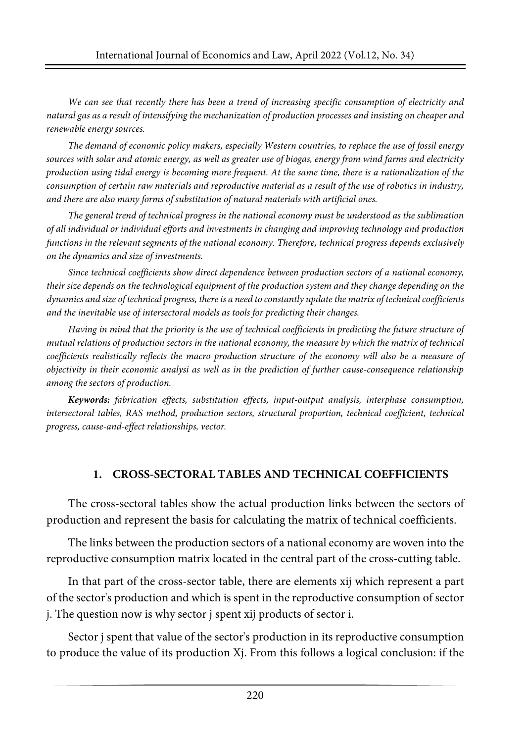*We can see that recently there has been a trend of increasing specific consumption of electricity and natural gas as a result of intensifying the mechanization of production processes and insisting on cheaper and renewable energy sources.*

*The demand of economic policy makers, especially Western countries, to replace the use of fossil energy sources with solar and atomic energy, as well as greater use of biogas, energy from wind farms and electricity production using tidal energy is becoming more frequent. At the same time, there is a rationalization of the consumption of certain raw materials and reproductive material as a result of the use of robotics in industry, and there are also many forms of substitution of natural materials with artificial ones.*

*The general trend of technical progress in the national economy must be understood as the sublimation of all individual or individual efforts and investments in changing and improving technology and production functions in the relevant segments of the national economy. Therefore, technical progress depends exclusively on the dynamics and size of investments.*

*Since technical coefficients show direct dependence between production sectors of a national economy, their size depends on the technological equipment of the production system and they change depending on the dynamics and size of technical progress, there is a need to constantly update the matrix of technical coefficients and the inevitable use of intersectoral models as tools for predicting their changes.*

*Having in mind that the priority is the use of technical coefficients in predicting the future structure of mutual relations of production sectors in the national economy, the measure by which the matrix of technical coefficients realistically reflects the macro production structure of the economy will also be a measure of objectivity in their economic analysi as well as in the prediction of further cause-consequence relationship among the sectors of production.*

***Keywords:*** *fabrication effects, substitution effects, input-output analysis, interphase consumption, intersectoral tables, RAS method, production sectors, structural proportion, technical coefficient, technical progress, cause-and-effect relationships, vector.*

## 1. CROSS-SECTORAL TABLES AND TECHNICAL COEFFICIENTS

The cross-sectoral tables show the actual production links between the sectors of production and represent the basis for calculating the matrix of technical coefficients.

The links between the production sectors of a national economy are woven into the reproductive consumption matrix located in the central part of the cross-cutting table.

In that part of the cross-sector table, there are elements $x_{ij}$ which represent a part of the sector's production and which is spent in the reproductive consumption of sector j. The question now is why sector j spent $x_{ij}$ products of sector i.

Sector j spent that value of the sector's production in its reproductive consumption to produce the value of its production $X_j$. From this follows a logical conclusion: if the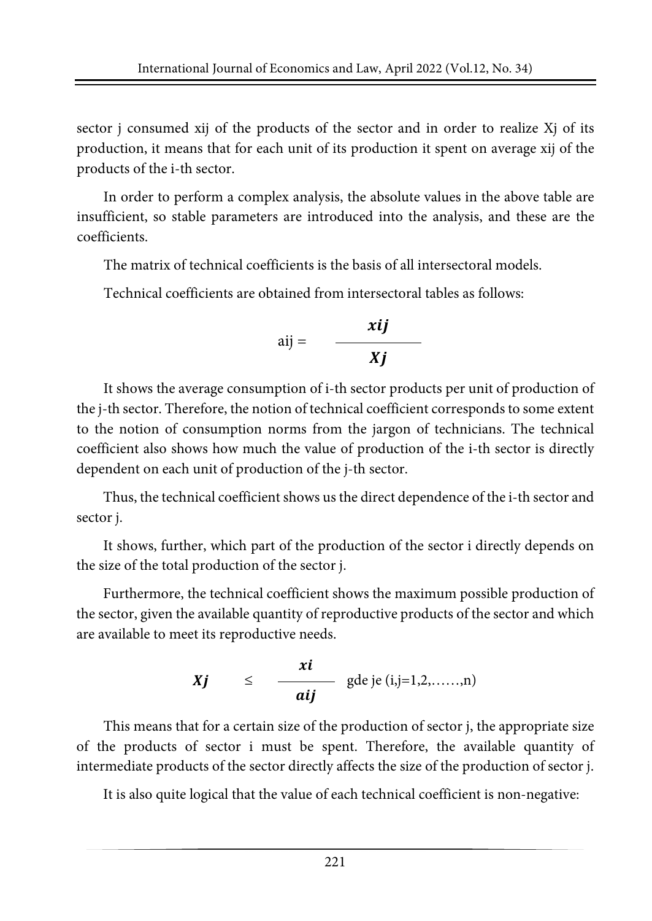sector j consumed $x_{ij}$ of the products of the sector and in order to realize $X_j$ of its production, it means that for each unit of its production it spent on average $x_{ij}$ of the products of the i-th sector.

In order to perform a complex analysis, the absolute values in the above table are insufficient, so stable parameters are introduced into the analysis, and these are the coefficients.

The matrix of technical coefficients is the basis of all intersectoral models.

Technical coefficients are obtained from intersectoral tables as follows:

$$a_{ij} = \frac{x_{ij}}{X_j}$$

It shows the average consumption of i-th sector products per unit of production of the j-th sector. Therefore, the notion of technical coefficient corresponds to some extent to the notion of consumption norms from the jargon of technicians. The technical coefficient also shows how much the value of production of the i-th sector is directly dependent on each unit of production of the j-th sector.

Thus, the technical coefficient shows us the direct dependence of the i-th sector and sector j.

It shows, further, which part of the production of the sector i directly depends on the size of the total production of the sector j.

Furthermore, the technical coefficient shows the maximum possible production of the sector, given the available quantity of reproductive products of the sector and which are available to meet its reproductive needs.

$$X_j \leq \frac{x_i}{a_{ij}} \quad \text{gde je } (i,j=1,2,\ldots\ldots,n)$$

This means that for a certain size of the production of sector j, the appropriate size of the products of sector i must be spent. Therefore, the available quantity of intermediate products of the sector directly affects the size of the production of sector j.

It is also quite logical that the value of each technical coefficient is non-negative: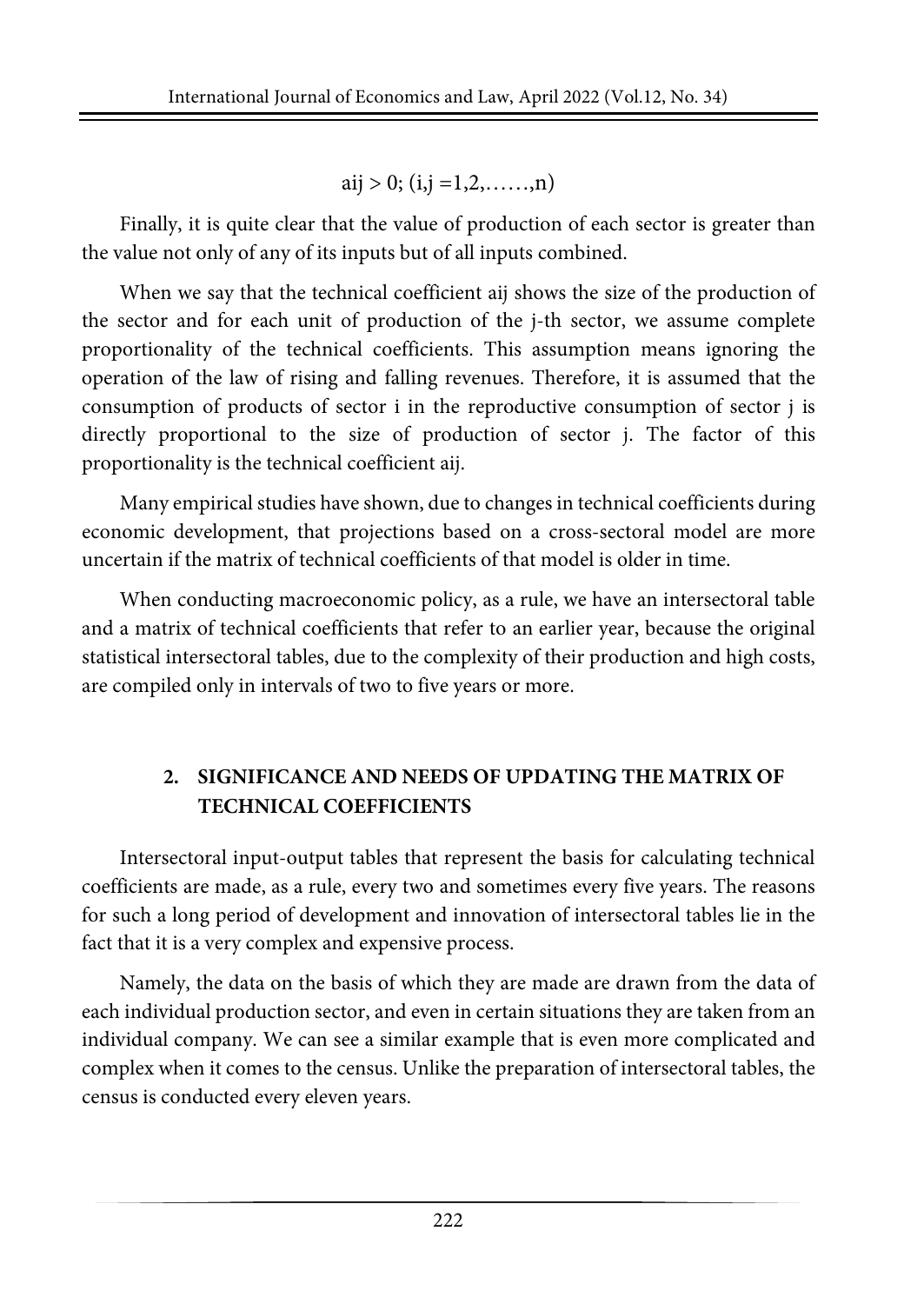$$a_{ij} > 0; (i,j = 1,2,\ldots\ldots,n)$$

Finally, it is quite clear that the value of production of each sector is greater than the value not only of any of its inputs but of all inputs combined.

When we say that the technical coefficient $a_{ij}$ shows the size of the production of the sector and for each unit of production of the j-th sector, we assume complete proportionality of the technical coefficients. This assumption means ignoring the operation of the law of rising and falling revenues. Therefore, it is assumed that the consumption of products of sector i in the reproductive consumption of sector j is directly proportional to the size of production of sector j. The factor of this proportionality is the technical coefficient $a_{ij}$.

Many empirical studies have shown, due to changes in technical coefficients during economic development, that projections based on a cross-sectoral model are more uncertain if the matrix of technical coefficients of that model is older in time.

When conducting macroeconomic policy, as a rule, we have an intersectoral table and a matrix of technical coefficients that refer to an earlier year, because the original statistical intersectoral tables, due to the complexity of their production and high costs, are compiled only in intervals of two to five years or more.

## 2. SIGNIFICANCE AND NEEDS OF UPDATING THE MATRIX OF TECHNICAL COEFFICIENTS

Intersectoral input-output tables that represent the basis for calculating technical coefficients are made, as a rule, every two and sometimes every five years. The reasons for such a long period of development and innovation of intersectoral tables lie in the fact that it is a very complex and expensive process.

Namely, the data on the basis of which they are made are drawn from the data of each individual production sector, and even in certain situations they are taken from an individual company. We can see a similar example that is even more complicated and complex when it comes to the census. Unlike the preparation of intersectoral tables, the census is conducted every eleven years.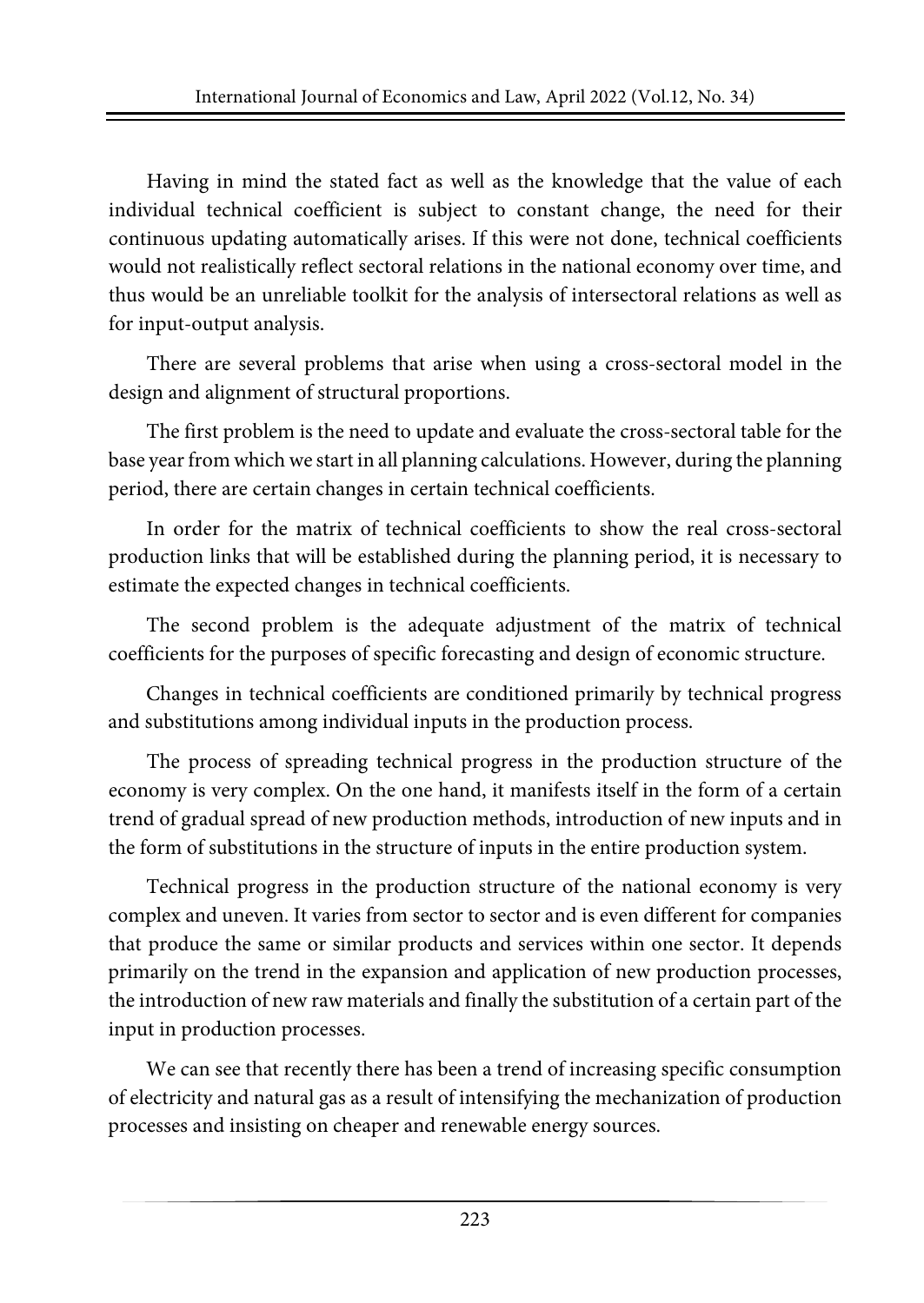Having in mind the stated fact as well as the knowledge that the value of each individual technical coefficient is subject to constant change, the need for their continuous updating automatically arises. If this were not done, technical coefficients would not realistically reflect sectoral relations in the national economy over time, and thus would be an unreliable toolkit for the analysis of intersectoral relations as well as for input-output analysis.

There are several problems that arise when using a cross-sectoral model in the design and alignment of structural proportions.

The first problem is the need to update and evaluate the cross-sectoral table for the base year from which we start in all planning calculations. However, during the planning period, there are certain changes in certain technical coefficients.

In order for the matrix of technical coefficients to show the real cross-sectoral production links that will be established during the planning period, it is necessary to estimate the expected changes in technical coefficients.

The second problem is the adequate adjustment of the matrix of technical coefficients for the purposes of specific forecasting and design of economic structure.

Changes in technical coefficients are conditioned primarily by technical progress and substitutions among individual inputs in the production process.

The process of spreading technical progress in the production structure of the economy is very complex. On the one hand, it manifests itself in the form of a certain trend of gradual spread of new production methods, introduction of new inputs and in the form of substitutions in the structure of inputs in the entire production system.

Technical progress in the production structure of the national economy is very complex and uneven. It varies from sector to sector and is even different for companies that produce the same or similar products and services within one sector. It depends primarily on the trend in the expansion and application of new production processes, the introduction of new raw materials and finally the substitution of a certain part of the input in production processes.

We can see that recently there has been a trend of increasing specific consumption of electricity and natural gas as a result of intensifying the mechanization of production processes and insisting on cheaper and renewable energy sources.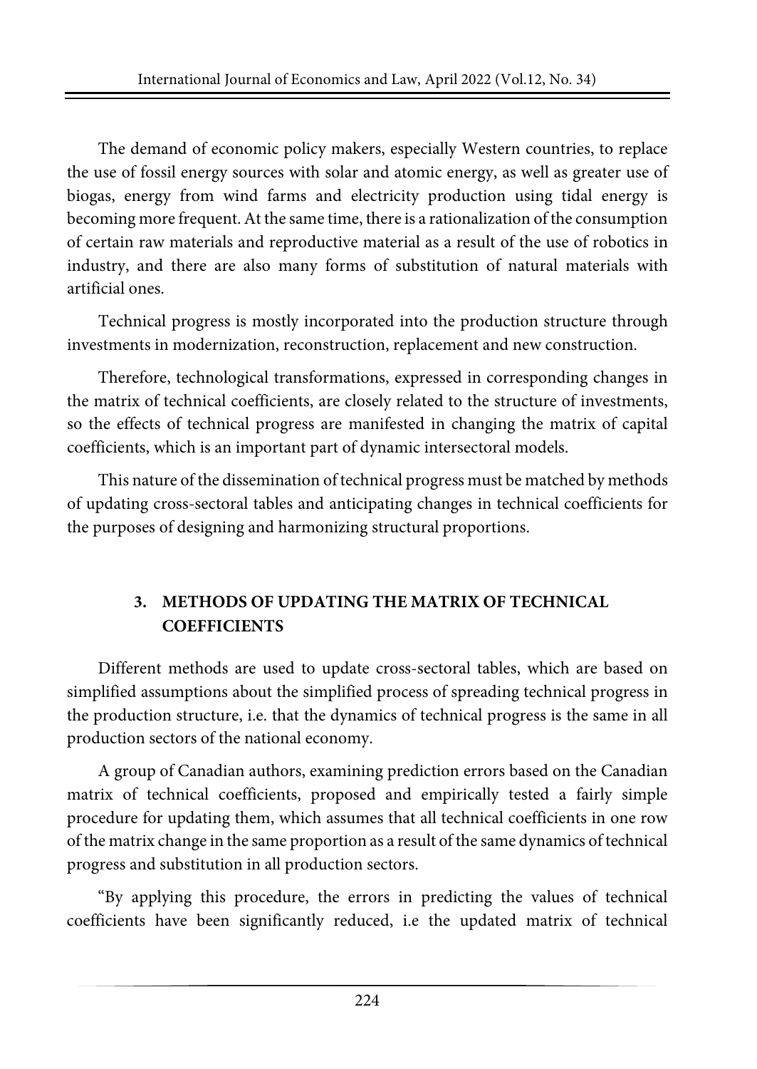The demand of economic policy makers, especially Western countries, to replace the use of fossil energy sources with solar and atomic energy, as well as greater use of biogas, energy from wind farms and electricity production using tidal energy is becoming more frequent. At the same time, there is a rationalization of the consumption of certain raw materials and reproductive material as a result of the use of robotics in industry, and there are also many forms of substitution of natural materials with artificial ones.

Technical progress is mostly incorporated into the production structure through investments in modernization, reconstruction, replacement and new construction.

Therefore, technological transformations, expressed in corresponding changes in the matrix of technical coefficients, are closely related to the structure of investments, so the effects of technical progress are manifested in changing the matrix of capital coefficients, which is an important part of dynamic intersectoral models.

This nature of the dissemination of technical progress must be matched by methods of updating cross-sectoral tables and anticipating changes in technical coefficients for the purposes of designing and harmonizing structural proportions.

## 3. METHODS OF UPDATING THE MATRIX OF TECHNICAL COEFFICIENTS

Different methods are used to update cross-sectoral tables, which are based on simplified assumptions about the simplified process of spreading technical progress in the production structure, i.e. that the dynamics of technical progress is the same in all production sectors of the national economy.

A group of Canadian authors, examining prediction errors based on the Canadian matrix of technical coefficients, proposed and empirically tested a fairly simple procedure for updating them, which assumes that all technical coefficients in one row of the matrix change in the same proportion as a result of the same dynamics of technical progress and substitution in all production sectors.

"By applying this procedure, the errors in predicting the values of technical coefficients have been significantly reduced, i.e the updated matrix of technical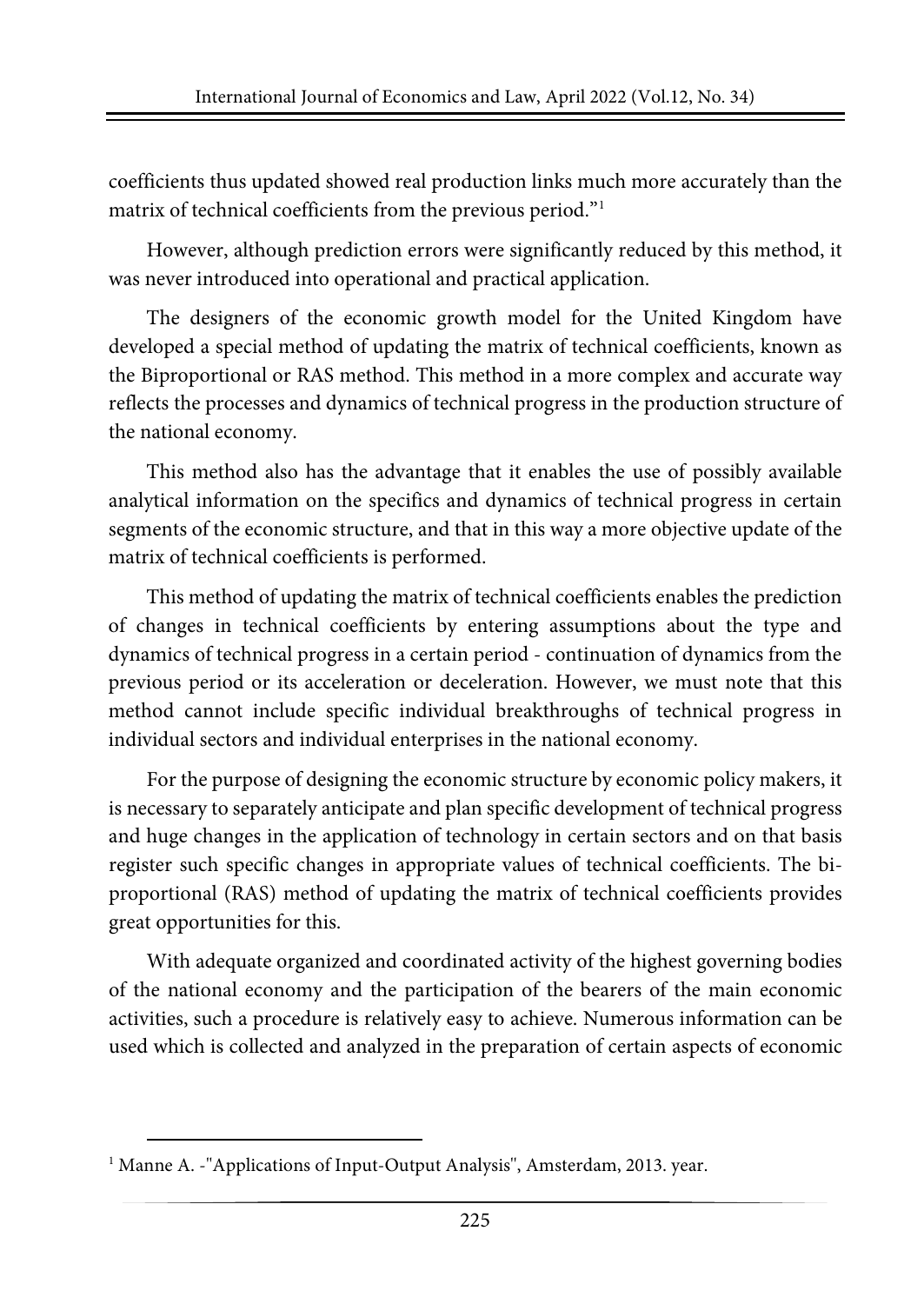coefficients thus updated showed real production links much more accurately than the matrix of technical coefficients from the previous period."[1]

However, although prediction errors were significantly reduced by this method, it was never introduced into operational and practical application.

The designers of the economic growth model for the United Kingdom have developed a special method of updating the matrix of technical coefficients, known as the Biproportional or RAS method. This method in a more complex and accurate way reflects the processes and dynamics of technical progress in the production structure of the national economy.

This method also has the advantage that it enables the use of possibly available analytical information on the specifics and dynamics of technical progress in certain segments of the economic structure, and that in this way a more objective update of the matrix of technical coefficients is performed.

This method of updating the matrix of technical coefficients enables the prediction of changes in technical coefficients by entering assumptions about the type and dynamics of technical progress in a certain period - continuation of dynamics from the previous period or its acceleration or deceleration. However, we must note that this method cannot include specific individual breakthroughs of technical progress in individual sectors and individual enterprises in the national economy.

For the purpose of designing the economic structure by economic policy makers, it is necessary to separately anticipate and plan specific development of technical progress and huge changes in the application of technology in certain sectors and on that basis register such specific changes in appropriate values of technical coefficients. The bi-proportional (RAS) method of updating the matrix of technical coefficients provides great opportunities for this.

With adequate organized and coordinated activity of the highest governing bodies of the national economy and the participation of the bearers of the main economic activities, such a procedure is relatively easy to achieve. Numerous information can be used which is collected and analyzed in the preparation of certain aspects of economic

---

[1] Manne A. -"Applications of Input-Output Analysis", Amsterdam, 2013. year.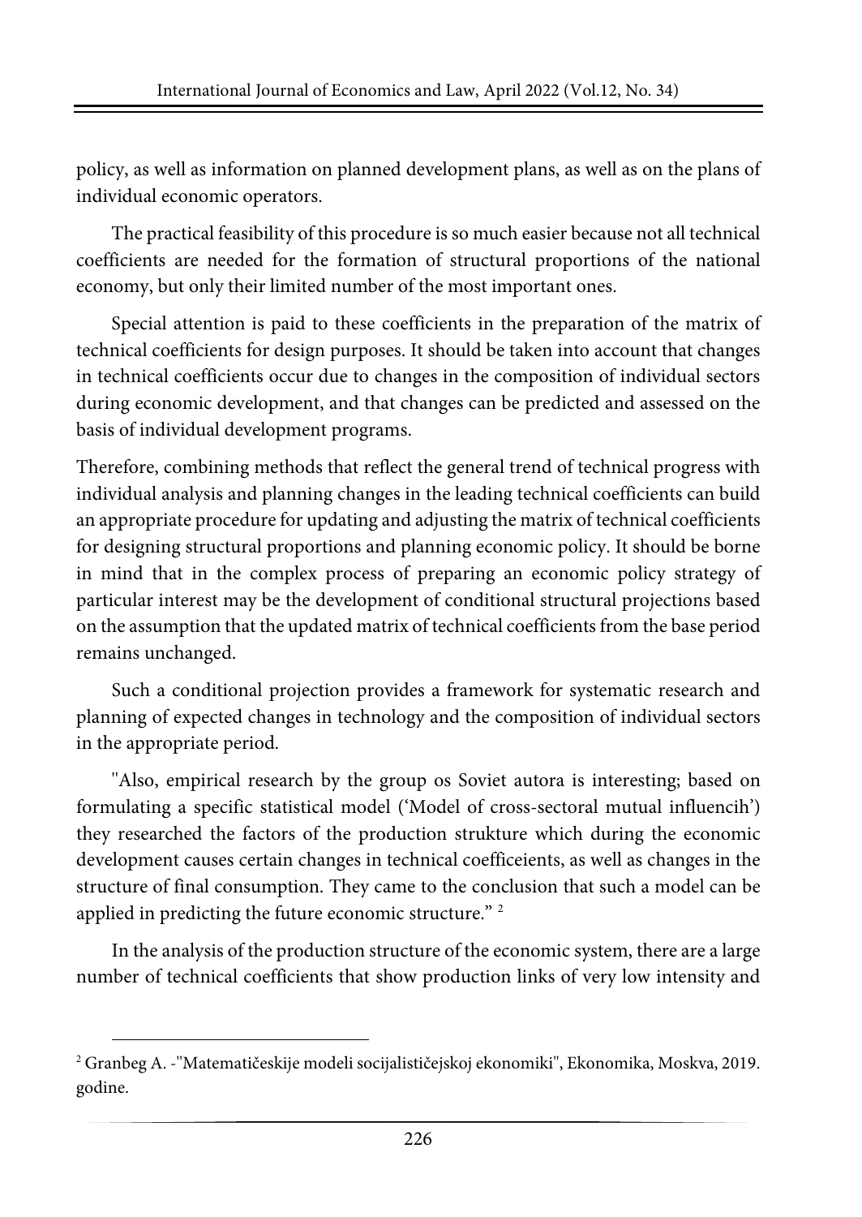policy, as well as information on planned development plans, as well as on the plans of individual economic operators.

The practical feasibility of this procedure is so much easier because not all technical coefficients are needed for the formation of structural proportions of the national economy, but only their limited number of the most important ones.

Special attention is paid to these coefficients in the preparation of the matrix of technical coefficients for design purposes. It should be taken into account that changes in technical coefficients occur due to changes in the composition of individual sectors during economic development, and that changes can be predicted and assessed on the basis of individual development programs.

Therefore, combining methods that reflect the general trend of technical progress with individual analysis and planning changes in the leading technical coefficients can build an appropriate procedure for updating and adjusting the matrix of technical coefficients for designing structural proportions and planning economic policy. It should be borne in mind that in the complex process of preparing an economic policy strategy of particular interest may be the development of conditional structural projections based on the assumption that the updated matrix of technical coefficients from the base period remains unchanged.

Such a conditional projection provides a framework for systematic research and planning of expected changes in technology and the composition of individual sectors in the appropriate period.

"Also, empirical research by the group os Soviet autora is interesting; based on formulating a specific statistical model ('Model of cross-sectoral mutual influencih') they researched the factors of the production strukture which during the economic development causes certain changes in technical coefficeients, as well as changes in the structure of final consumption. They came to the conclusion that such a model can be applied in predicting the future economic structure." [2]

In the analysis of the production structure of the economic system, there are a large number of technical coefficients that show production links of very low intensity and

---

[2] Granbeg A. -"Matematičeskije modeli socijalističejskoj ekonomiki", Ekonomika, Moskva, 2019. godine.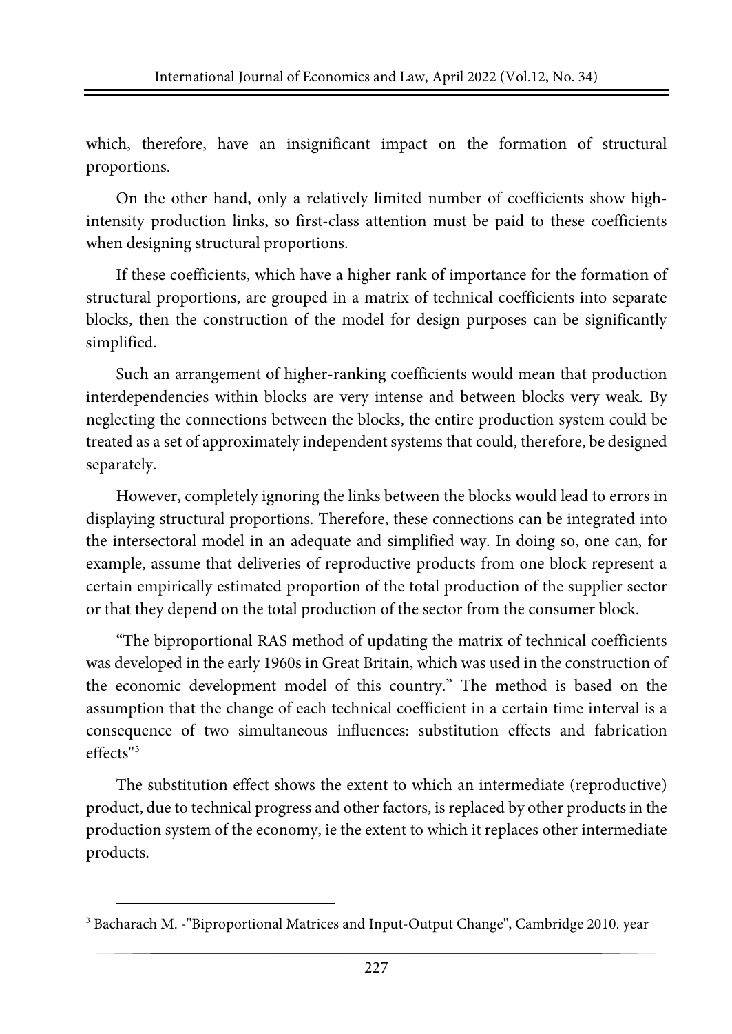which, therefore, have an insignificant impact on the formation of structural proportions.

On the other hand, only a relatively limited number of coefficients show high-intensity production links, so first-class attention must be paid to these coefficients when designing structural proportions.

If these coefficients, which have a higher rank of importance for the formation of structural proportions, are grouped in a matrix of technical coefficients into separate blocks, then the construction of the model for design purposes can be significantly simplified.

Such an arrangement of higher-ranking coefficients would mean that production interdependencies within blocks are very intense and between blocks very weak. By neglecting the connections between the blocks, the entire production system could be treated as a set of approximately independent systems that could, therefore, be designed separately.

However, completely ignoring the links between the blocks would lead to errors in displaying structural proportions. Therefore, these connections can be integrated into the intersectoral model in an adequate and simplified way. In doing so, one can, for example, assume that deliveries of reproductive products from one block represent a certain empirically estimated proportion of the total production of the supplier sector or that they depend on the total production of the sector from the consumer block.

"The biproportional RAS method of updating the matrix of technical coefficients was developed in the early 1960s in Great Britain, which was used in the construction of the economic development model of this country." The method is based on the assumption that the change of each technical coefficient in a certain time interval is a consequence of two simultaneous influences: substitution effects and fabrication effects"[3]

The substitution effect shows the extent to which an intermediate (reproductive) product, due to technical progress and other factors, is replaced by other products in the production system of the economy, ie the extent to which it replaces other intermediate products.

---

[3] Bacharach M. -"Biproportional Matrices and Input-Output Change", Cambridge 2010. year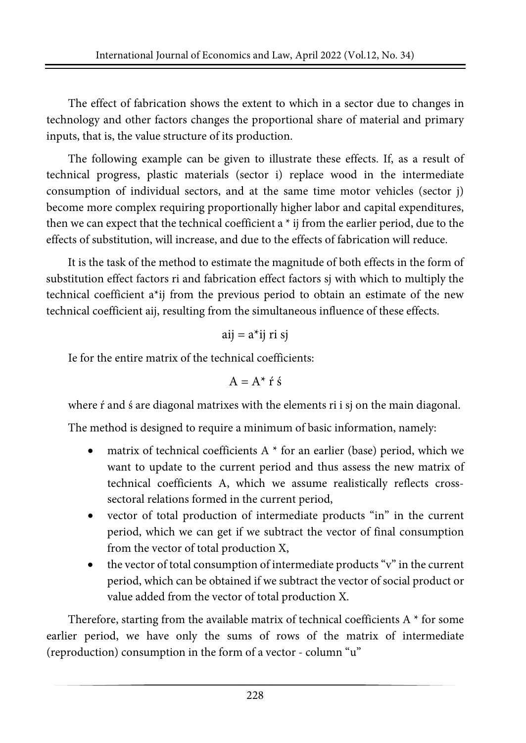The effect of fabrication shows the extent to which in a sector due to changes in technology and other factors changes the proportional share of material and primary inputs, that is, the value structure of its production.

The following example can be given to illustrate these effects. If, as a result of technical progress, plastic materials (sector i) replace wood in the intermediate consumption of individual sectors, and at the same time motor vehicles (sector j) become more complex requiring proportionally higher labor and capital expenditures, then we can expect that the technical coefficient $a^*_{ij}$ from the earlier period, due to the effects of substitution, will increase, and due to the effects of fabrication will reduce.

It is the task of the method to estimate the magnitude of both effects in the form of substitution effect factors $r_i$ and fabrication effect factors $s_j$ with which to multiply the technical coefficient $a^*_{ij}$ from the previous period to obtain an estimate of the new technical coefficient $a_{ij}$, resulting from the simultaneous influence of these effects.

$$a_{ij} = a^*_{ij} \, r_i \, s_j$$

Ie for the entire matrix of the technical coefficients:

$$A = A^* \, \acute{r} \, \acute{s}$$

where $\acute{r}$ and $\acute{s}$ are diagonal matrixes with the elements $r_i$ i $s_j$ on the main diagonal.

The method is designed to require a minimum of basic information, namely:

- matrix of technical coefficients $A^*$ for an earlier (base) period, which we want to update to the current period and thus assess the new matrix of technical coefficients A, which we assume realistically reflects cross-sectoral relations formed in the current period,
- vector of total production of intermediate products "in" in the current period, which we can get if we subtract the vector of final consumption from the vector of total production X,
- the vector of total consumption of intermediate products "v" in the current period, which can be obtained if we subtract the vector of social product or value added from the vector of total production X.

Therefore, starting from the available matrix of technical coefficients $A^*$ for some earlier period, we have only the sums of rows of the matrix of intermediate (reproduction) consumption in the form of a vector - column "u"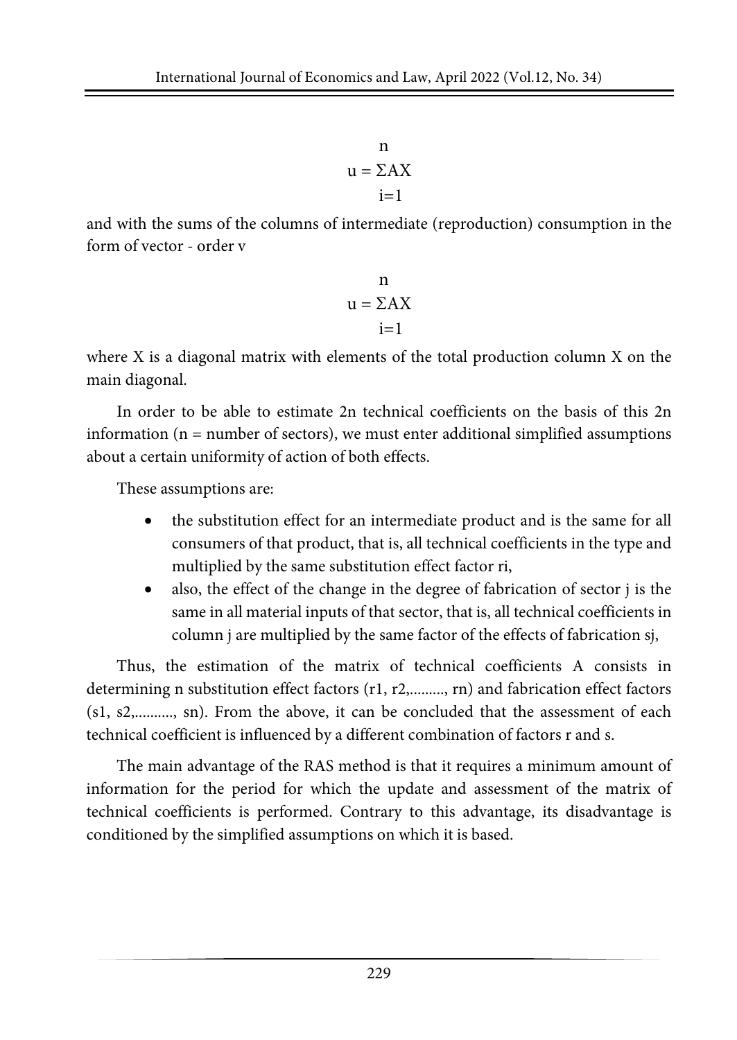$$u = \sum_{i=1}^{n} AX$$

and with the sums of the columns of intermediate (reproduction) consumption in the form of vector - order v

$$u = \sum_{i=1}^{n} AX$$

where X is a diagonal matrix with elements of the total production column X on the main diagonal.

In order to be able to estimate 2n technical coefficients on the basis of this 2n information (n = number of sectors), we must enter additional simplified assumptions about a certain uniformity of action of both effects.

These assumptions are:

- the substitution effect for an intermediate product and is the same for all consumers of that product, that is, all technical coefficients in the type and multiplied by the same substitution effect factor $r_i$,
- also, the effect of the change in the degree of fabrication of sector j is the same in all material inputs of that sector, that is, all technical coefficients in column j are multiplied by the same factor of the effects of fabrication $s_j$,

Thus, the estimation of the matrix of technical coefficients A consists in determining n substitution effect factors ($r_1, r_2, \ldots, r_n$) and fabrication effect factors ($s_1, s_2, \ldots, s_n$). From the above, it can be concluded that the assessment of each technical coefficient is influenced by a different combination of factors r and s.

The main advantage of the RAS method is that it requires a minimum amount of information for the period for which the update and assessment of the matrix of technical coefficients is performed. Contrary to this advantage, its disadvantage is conditioned by the simplified assumptions on which it is based.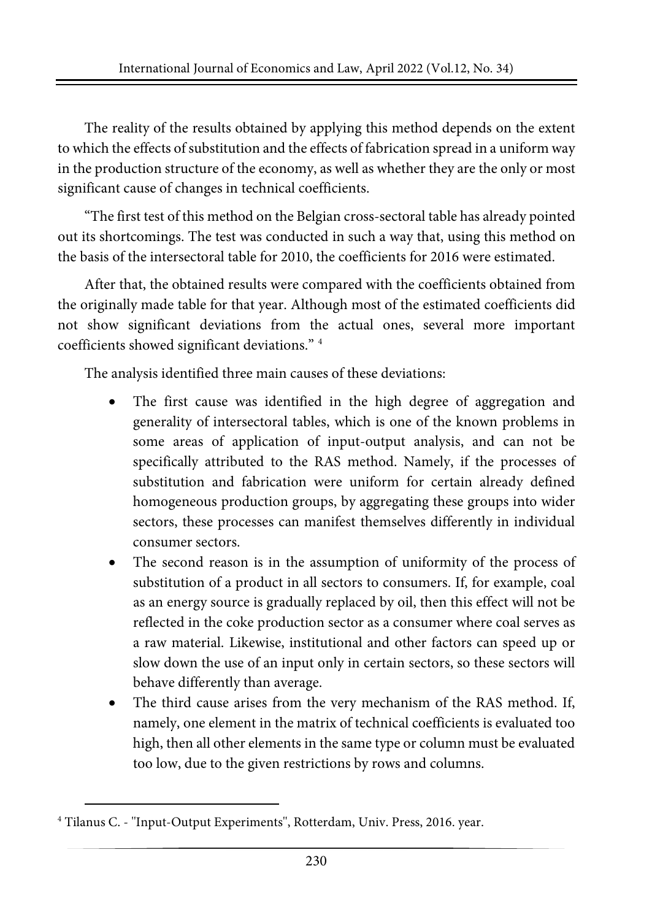The reality of the results obtained by applying this method depends on the extent to which the effects of substitution and the effects of fabrication spread in a uniform way in the production structure of the economy, as well as whether they are the only or most significant cause of changes in technical coefficients.

"The first test of this method on the Belgian cross-sectoral table has already pointed out its shortcomings. The test was conducted in such a way that, using this method on the basis of the intersectoral table for 2010, the coefficients for 2016 were estimated.

After that, the obtained results were compared with the coefficients obtained from the originally made table for that year. Although most of the estimated coefficients did not show significant deviations from the actual ones, several more important coefficients showed significant deviations." [4]

The analysis identified three main causes of these deviations:

- The first cause was identified in the high degree of aggregation and generality of intersectoral tables, which is one of the known problems in some areas of application of input-output analysis, and can not be specifically attributed to the RAS method. Namely, if the processes of substitution and fabrication were uniform for certain already defined homogeneous production groups, by aggregating these groups into wider sectors, these processes can manifest themselves differently in individual consumer sectors.
- The second reason is in the assumption of uniformity of the process of substitution of a product in all sectors to consumers. If, for example, coal as an energy source is gradually replaced by oil, then this effect will not be reflected in the coke production sector as a consumer where coal serves as a raw material. Likewise, institutional and other factors can speed up or slow down the use of an input only in certain sectors, so these sectors will behave differently than average.
- The third cause arises from the very mechanism of the RAS method. If, namely, one element in the matrix of technical coefficients is evaluated too high, then all other elements in the same type or column must be evaluated too low, due to the given restrictions by rows and columns.

---

[4] Tilanus C. - "Input-Output Experiments", Rotterdam, Univ. Press, 2016. year.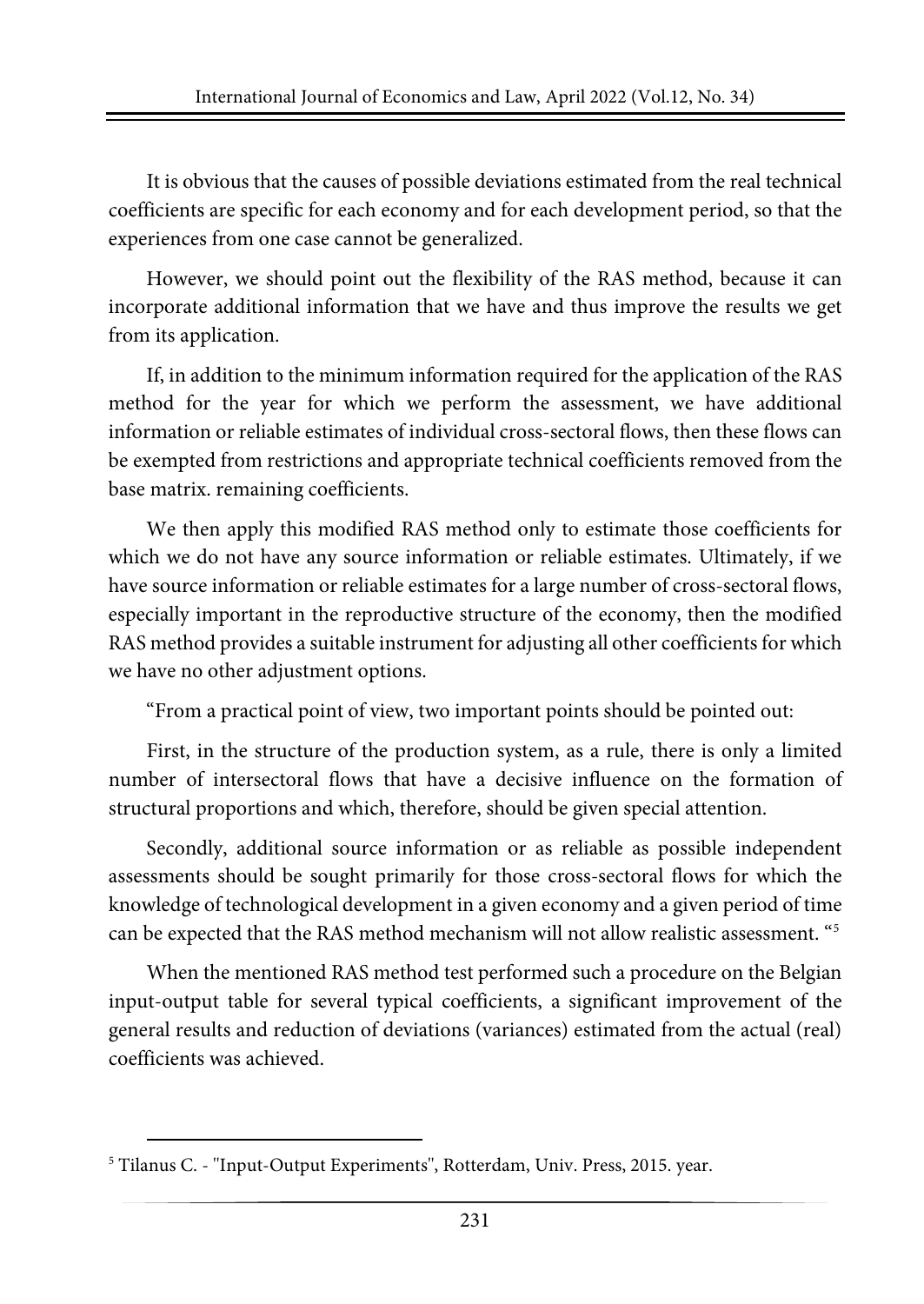It is obvious that the causes of possible deviations estimated from the real technical coefficients are specific for each economy and for each development period, so that the experiences from one case cannot be generalized.

However, we should point out the flexibility of the RAS method, because it can incorporate additional information that we have and thus improve the results we get from its application.

If, in addition to the minimum information required for the application of the RAS method for the year for which we perform the assessment, we have additional information or reliable estimates of individual cross-sectoral flows, then these flows can be exempted from restrictions and appropriate technical coefficients removed from the base matrix. remaining coefficients.

We then apply this modified RAS method only to estimate those coefficients for which we do not have any source information or reliable estimates. Ultimately, if we have source information or reliable estimates for a large number of cross-sectoral flows, especially important in the reproductive structure of the economy, then the modified RAS method provides a suitable instrument for adjusting all other coefficients for which we have no other adjustment options.

"From a practical point of view, two important points should be pointed out:

First, in the structure of the production system, as a rule, there is only a limited number of intersectoral flows that have a decisive influence on the formation of structural proportions and which, therefore, should be given special attention.

Secondly, additional source information or as reliable as possible independent assessments should be sought primarily for those cross-sectoral flows for which the knowledge of technological development in a given economy and a given period of time can be expected that the RAS method mechanism will not allow realistic assessment. "[5]

When the mentioned RAS method test performed such a procedure on the Belgian input-output table for several typical coefficients, a significant improvement of the general results and reduction of deviations (variances) estimated from the actual (real) coefficients was achieved.

---

[5] Tilanus C. - "Input-Output Experiments", Rotterdam, Univ. Press, 2015. year.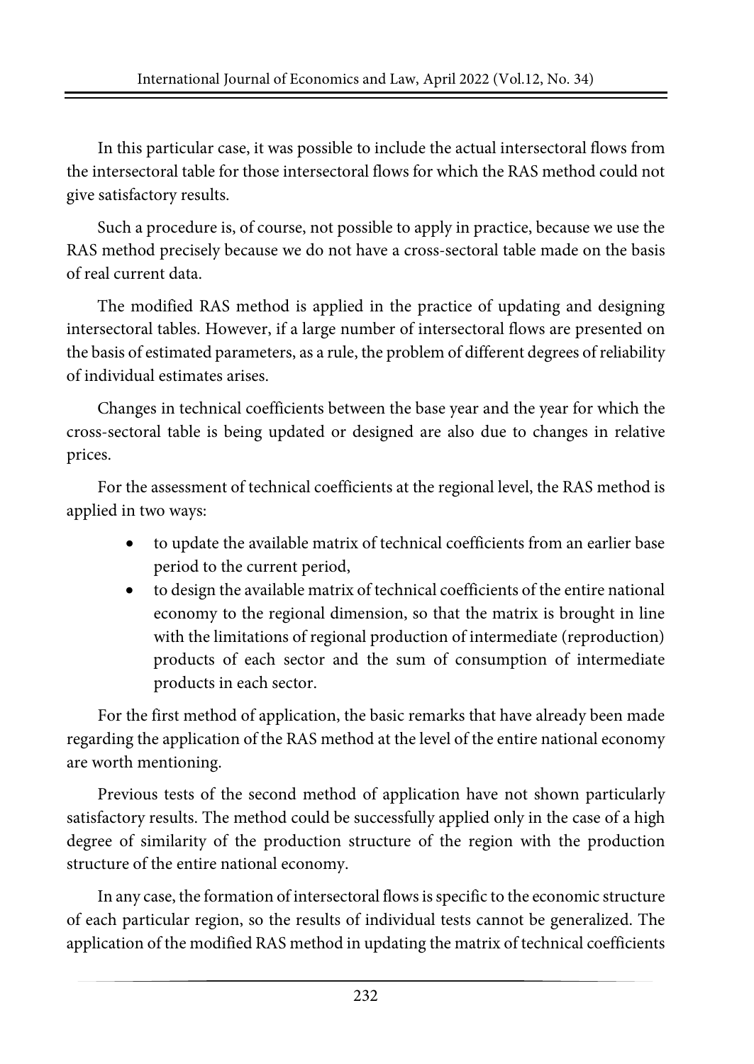In this particular case, it was possible to include the actual intersectoral flows from the intersectoral table for those intersectoral flows for which the RAS method could not give satisfactory results.

Such a procedure is, of course, not possible to apply in practice, because we use the RAS method precisely because we do not have a cross-sectoral table made on the basis of real current data.

The modified RAS method is applied in the practice of updating and designing intersectoral tables. However, if a large number of intersectoral flows are presented on the basis of estimated parameters, as a rule, the problem of different degrees of reliability of individual estimates arises.

Changes in technical coefficients between the base year and the year for which the cross-sectoral table is being updated or designed are also due to changes in relative prices.

For the assessment of technical coefficients at the regional level, the RAS method is applied in two ways:

- to update the available matrix of technical coefficients from an earlier base period to the current period,
- to design the available matrix of technical coefficients of the entire national economy to the regional dimension, so that the matrix is brought in line with the limitations of regional production of intermediate (reproduction) products of each sector and the sum of consumption of intermediate products in each sector.

For the first method of application, the basic remarks that have already been made regarding the application of the RAS method at the level of the entire national economy are worth mentioning.

Previous tests of the second method of application have not shown particularly satisfactory results. The method could be successfully applied only in the case of a high degree of similarity of the production structure of the region with the production structure of the entire national economy.

In any case, the formation of intersectoral flows is specific to the economic structure of each particular region, so the results of individual tests cannot be generalized. The application of the modified RAS method in updating the matrix of technical coefficients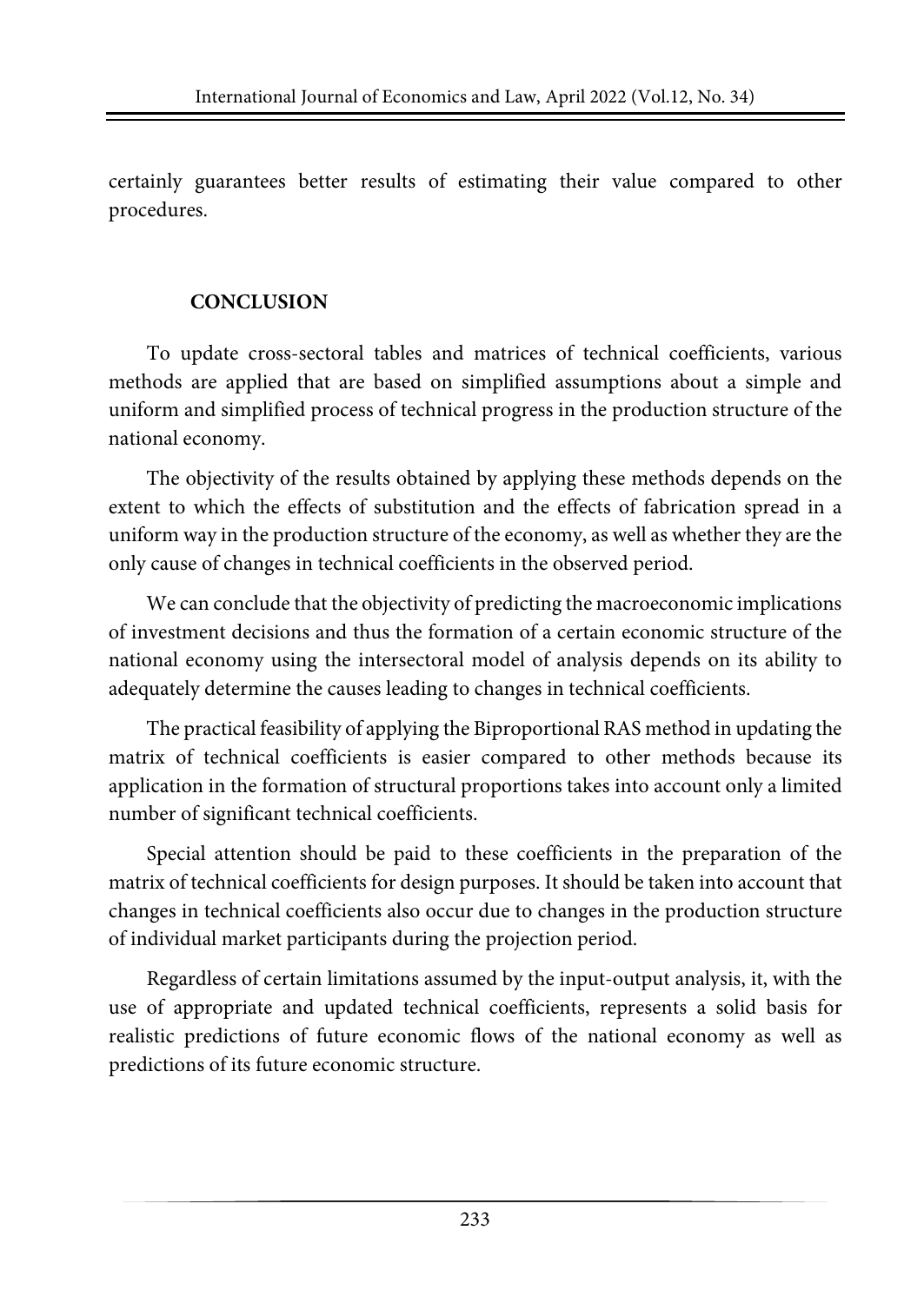certainly guarantees better results of estimating their value compared to other procedures.

## CONCLUSION

To update cross-sectoral tables and matrices of technical coefficients, various methods are applied that are based on simplified assumptions about a simple and uniform and simplified process of technical progress in the production structure of the national economy.

The objectivity of the results obtained by applying these methods depends on the extent to which the effects of substitution and the effects of fabrication spread in a uniform way in the production structure of the economy, as well as whether they are the only cause of changes in technical coefficients in the observed period.

We can conclude that the objectivity of predicting the macroeconomic implications of investment decisions and thus the formation of a certain economic structure of the national economy using the intersectoral model of analysis depends on its ability to adequately determine the causes leading to changes in technical coefficients.

The practical feasibility of applying the Biproportional RAS method in updating the matrix of technical coefficients is easier compared to other methods because its application in the formation of structural proportions takes into account only a limited number of significant technical coefficients.

Special attention should be paid to these coefficients in the preparation of the matrix of technical coefficients for design purposes. It should be taken into account that changes in technical coefficients also occur due to changes in the production structure of individual market participants during the projection period.

Regardless of certain limitations assumed by the input-output analysis, it, with the use of appropriate and updated technical coefficients, represents a solid basis for realistic predictions of future economic flows of the national economy as well as predictions of its future economic structure.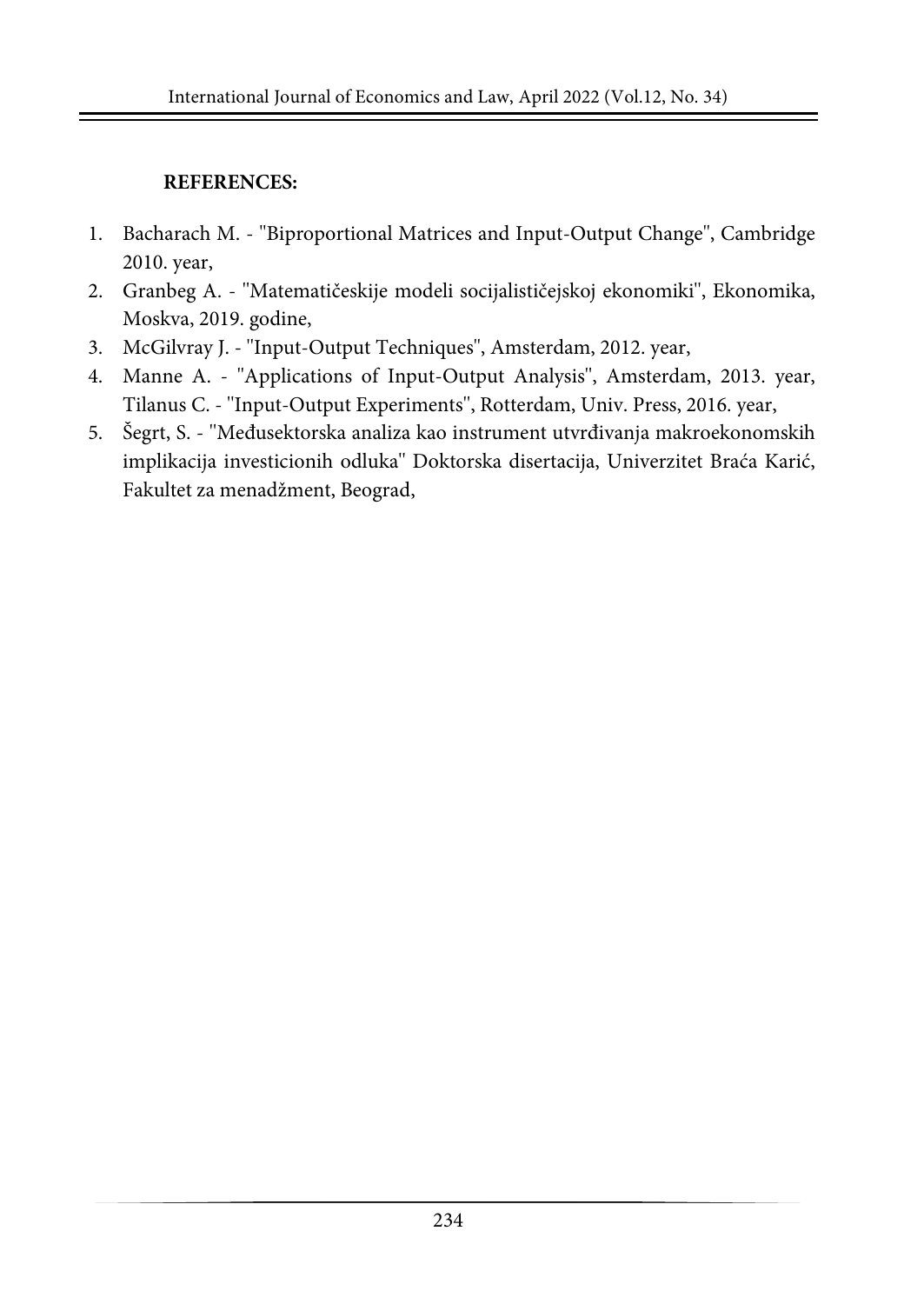**REFERENCES:**

1. Bacharach M. - "Biproportional Matrices and Input-Output Change", Cambridge 2010. year,
2. Granbeg A. - "Matematičeskije modeli socijalističejskoj ekonomiki", Ekonomika, Moskva, 2019. godine,
3. McGilvray J. - "Input-Output Techniques", Amsterdam, 2012. year,
4. Manne A. - "Applications of Input-Output Analysis", Amsterdam, 2013. year, Tilanus C. - "Input-Output Experiments", Rotterdam, Univ. Press, 2016. year,
5. Šegrt, S. - "Međusektorska analiza kao instrument utvrđivanja makroekonomskih implikacija investicionih odluka" Doktorska disertacija, Univerzitet Braća Karić, Fakultet za menadžment, Beograd,